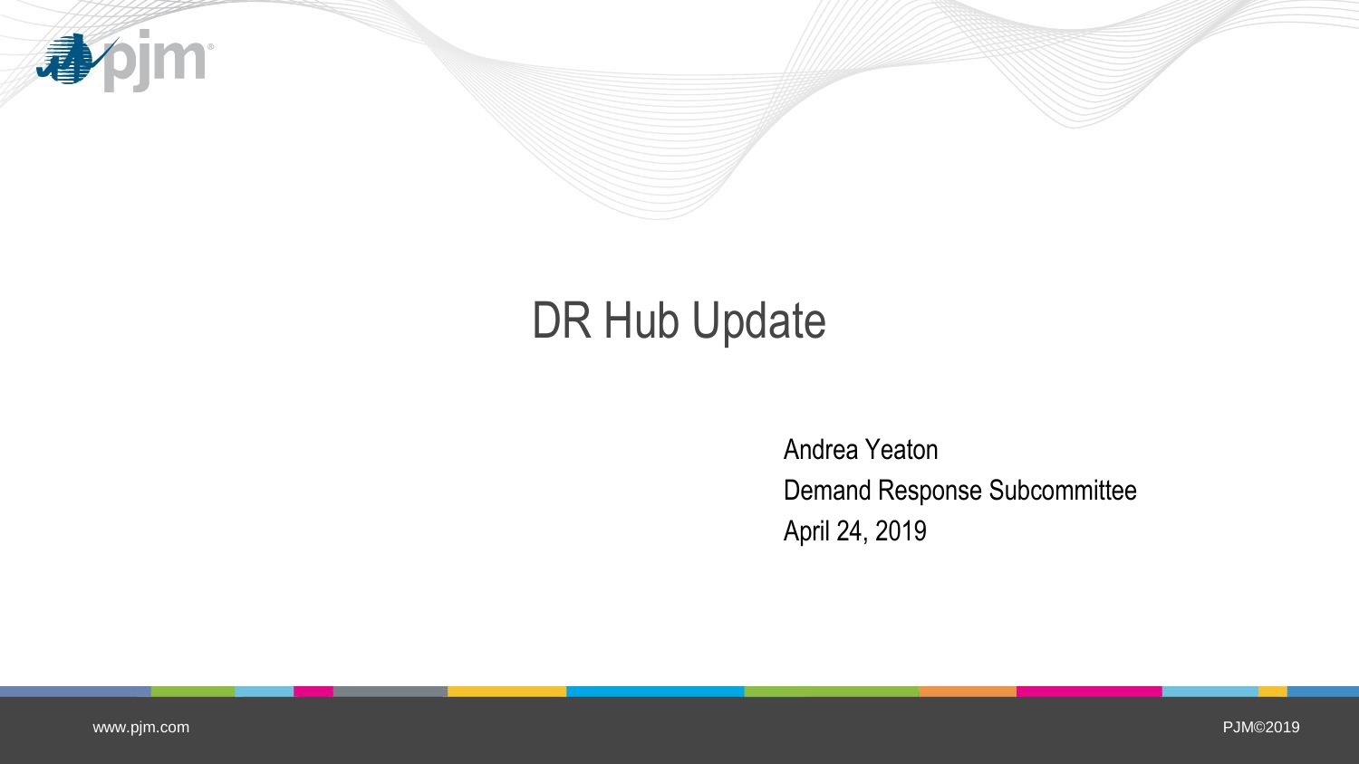# DR Hub Update

Andrea Yeaton

Demand Response Subcommittee

April 24, 2019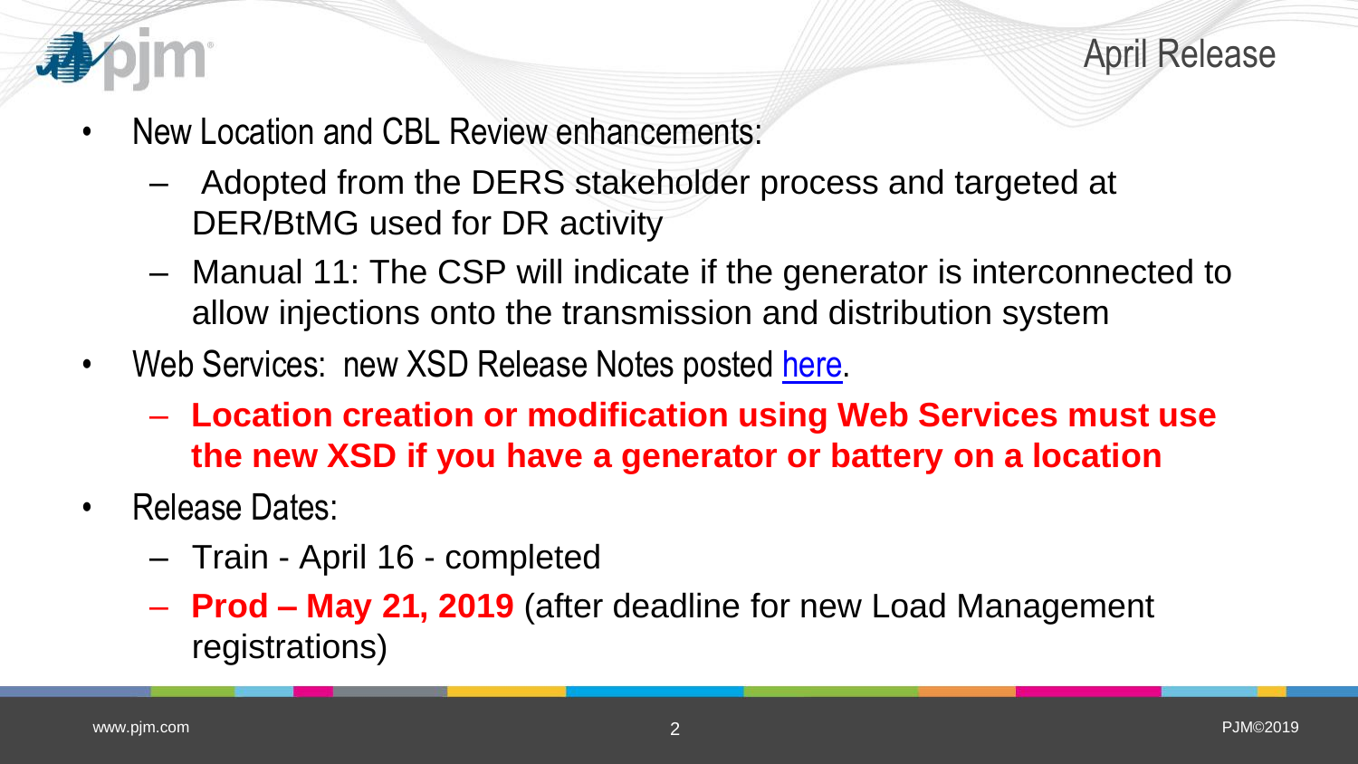# April Release

- New Location and CBL Review enhancements:
  - Adopted from the DERS stakeholder process and targeted at DER/BtMG used for DR activity
  - Manual 11: The CSP will indicate if the generator is interconnected to allow injections onto the transmission and distribution system
- Web Services: new XSD Release Notes posted here.
  - **Location creation or modification using Web Services must use the new XSD if you have a generator or battery on a location**
- Release Dates:
  - Train - April 16 - completed
  - **Prod – May 21, 2019** (after deadline for new Load Management registrations)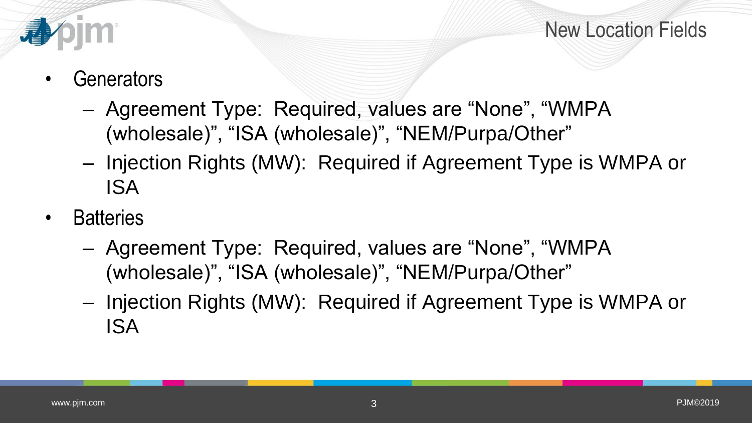# New Location Fields

- Generators
  - Agreement Type: Required, values are “None”, “WMPA (wholesale)”, “ISA (wholesale)”, “NEM/Purpa/Other”
  - Injection Rights (MW): Required if Agreement Type is WMPA or ISA
- Batteries
  - Agreement Type: Required, values are “None”, “WMPA (wholesale)”, “ISA (wholesale)”, “NEM/Purpa/Other”
  - Injection Rights (MW): Required if Agreement Type is WMPA or ISA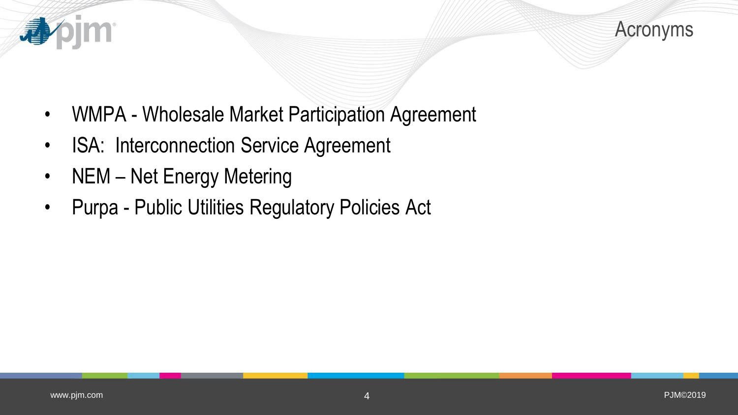# Acronyms

- WMPA - Wholesale Market Participation Agreement
- ISA:  Interconnection Service Agreement
- NEM – Net Energy Metering
- Purpa - Public Utilities Regulatory Policies Act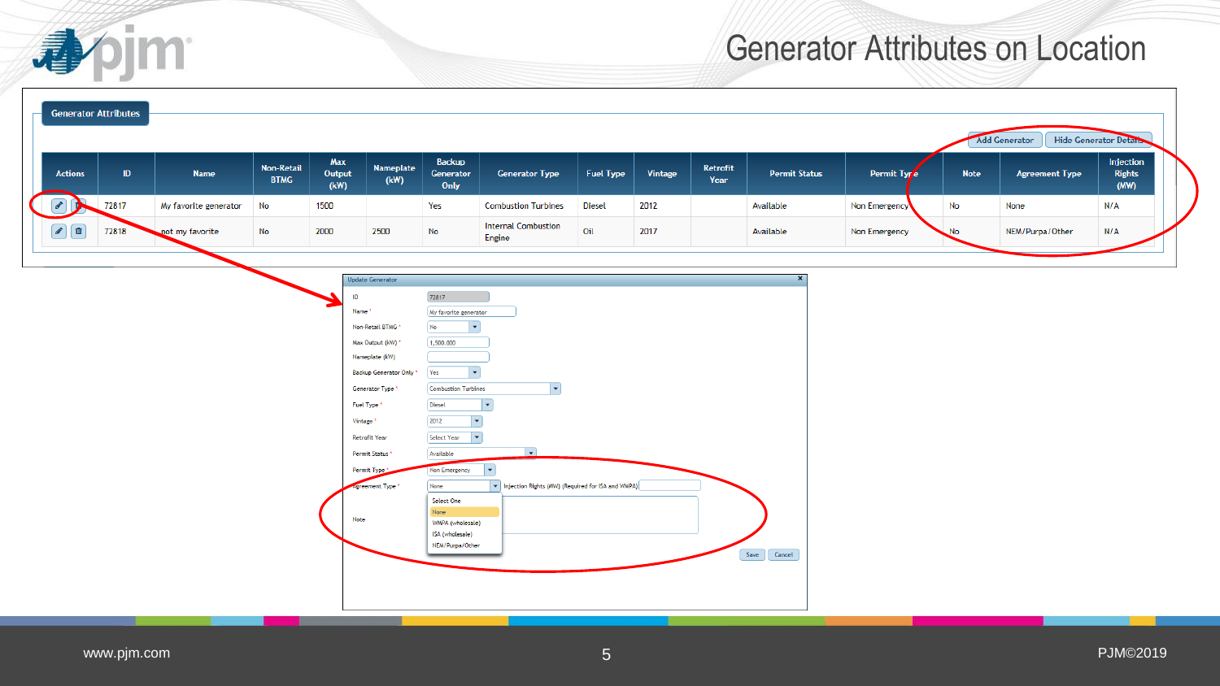# Generator Attributes on Location

**Generator Attributes**

Add Generator | Hide Generator Details

| Actions | ID | Name | Non-Retail BTMG | Max Output (kW) | Nameplate (kW) | Backup Generator Only | Generator Type | Fuel Type | Vintage | Retrofit Year | Permit Status | Permit Type | Note | Agreement Type | Injection Rights (MW) |
|---|---|---|---|---|---|---|---|---|---|---|---|---|---|---|---|
| | 72817 | My favorite generator | No | 1500 | | Yes | Combustion Turbines | Diesel | 2012 | | Available | Non Emergency | No | None | N/A |
| | 72818 | not my favorite | No | 2000 | 2500 | No | Internal Combustion Engine | Oil | 2017 | | Available | Non Emergency | No | NEM/Purpa/Other | N/A |

**Update Generator**

- ID: 72817
- Name *: My favorite generator
- Non-Retail BTMG *: No
- Max Output (kW) *: 1,500.000
- Nameplate (kW):
- Backup Generator Only *: Yes
- Generator Type *: Combustion Turbines
- Fuel Type *: Diesel
- Vintage *: 2012
- Retrofit Year: Select Year
- Permit Status *: Available
- Permit Type *: Non Emergency
- Agreement Type *: None — Injection Rights (MW) (Required for ISA and WMPA)
  - Select One
  - None
  - WMPA (wholesale)
  - ISA (wholesale)
  - NEM/Purpa/Other
- Note

Save | Cancel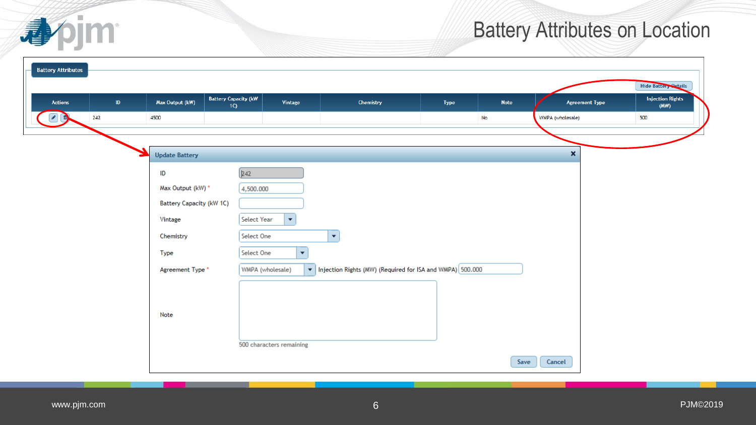# Battery Attributes on Location

**Battery Attributes**

Hide Battery Details

| Actions | ID | Max Output (kW) | Battery Capacity (kW 1C) | Vintage | Chemistry | Type | Note | Agreement Type | Injection Rights (MW) |
|---|---|---|---|---|---|---|---|---|---|
| | 242 | 4500 | | | | | No | WMPA (wholesale) | 500 |

**Update Battery**

ID: 242

Max Output (kW) *: 4,500.000

Battery Capacity (kW 1C):

Vintage: Select Year

Chemistry: Select One

Type: Select One

Agreement Type *: WMPA (wholesale) Injection Rights (MW) (Required for ISA and WMPA) 500.000

Note:

500 characters remaining

Save Cancel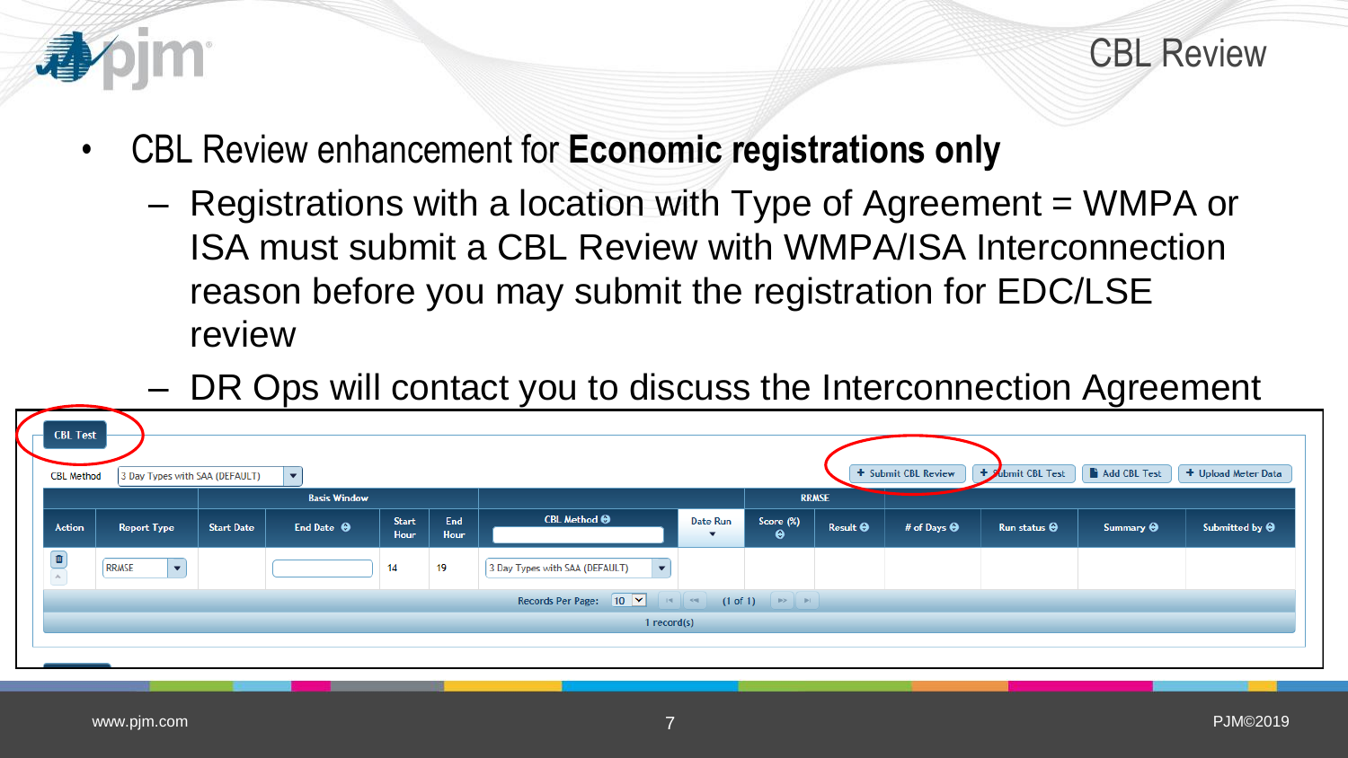# CBL Review

- CBL Review enhancement for **Economic registrations only**
  - Registrations with a location with Type of Agreement = WMPA or ISA must submit a CBL Review with WMPA/ISA Interconnection reason before you may submit the registration for EDC/LSE review
  - DR Ops will contact you to discuss the Interconnection Agreement

CBL Test

CBL Method: 3 Day Types with SAA (DEFAULT)

+ Submit CBL Review | + Submit CBL Test | Add CBL Test | + Upload Meter Data

| | | Basis Window | | | | | | RRMSE | | | | | |
|---|---|---|---|---|---|---|---|---|---|---|---|---|---|
| Action | Report Type | Start Date | End Date | Start Hour | End Hour | CBL Method | Date Run | Score (%) | Result | # of Days | Run status | Summary | Submitted by |
| | RRMSE | | | 14 | 19 | 3 Day Types with SAA (DEFAULT) | | | | | | | |

Records Per Page: 10 (1 of 1)

1 record(s)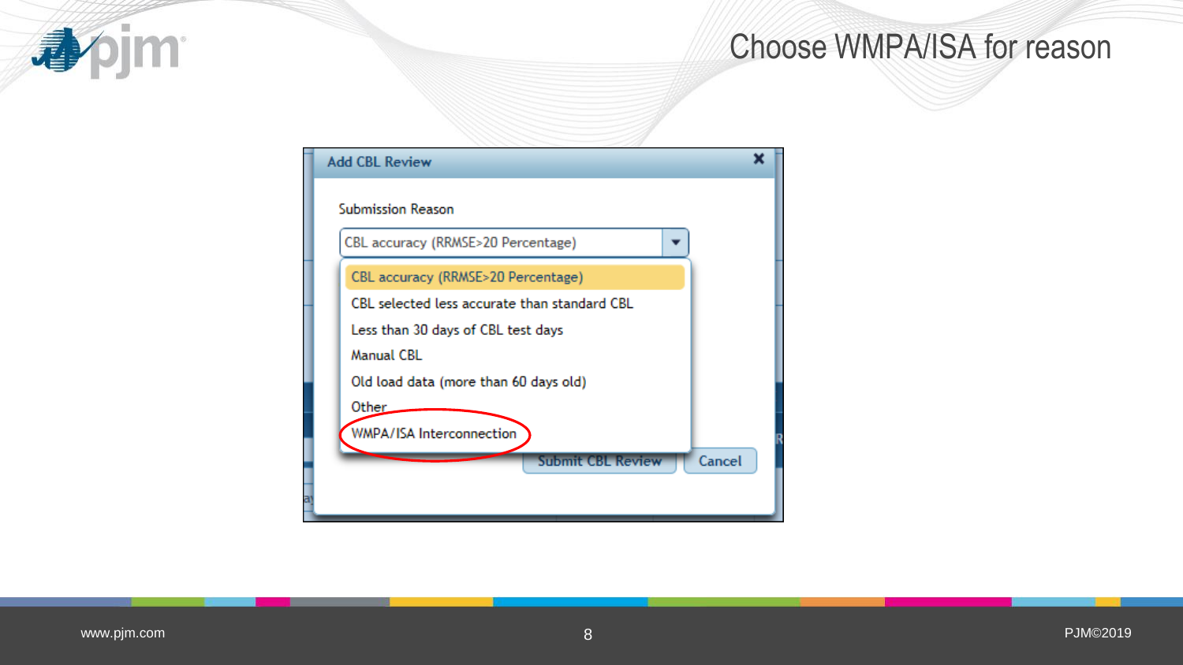# Choose WMPA/ISA for reason

**Add CBL Review**

Submission Reason

CBL accuracy (RRMSE>20 Percentage)

- CBL accuracy (RRMSE>20 Percentage)
- CBL selected less accurate than standard CBL
- Less than 30 days of CBL test days
- Manual CBL
- Old load data (more than 60 days old)
- Other
- WMPA/ISA Interconnection

Submit CBL Review | Cancel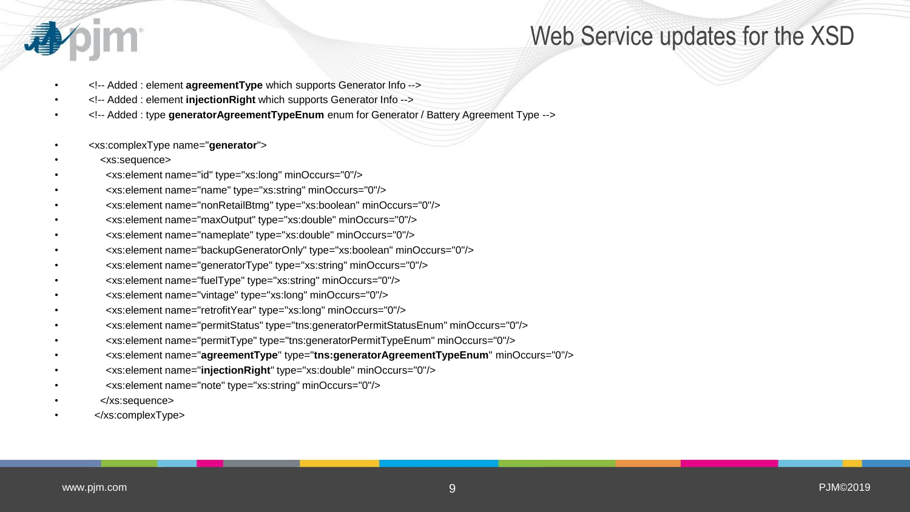# Web Service updates for the XSD

- <!-- Added : element **agreementType** which supports Generator Info -->
- <!-- Added : element **injectionRight** which supports Generator Info -->
- <!-- Added : type **generatorAgreementTypeEnum** enum for Generator / Battery Agreement Type -->

- <xs:complexType name="**generator**">
-   <xs:sequence>
-     <xs:element name="id" type="xs:long" minOccurs="0"/>
-     <xs:element name="name" type="xs:string" minOccurs="0"/>
-     <xs:element name="nonRetailBtmg" type="xs:boolean" minOccurs="0"/>
-     <xs:element name="maxOutput" type="xs:double" minOccurs="0"/>
-     <xs:element name="nameplate" type="xs:double" minOccurs="0"/>
-     <xs:element name="backupGeneratorOnly" type="xs:boolean" minOccurs="0"/>
-     <xs:element name="generatorType" type="xs:string" minOccurs="0"/>
-     <xs:element name="fuelType" type="xs:string" minOccurs="0"/>
-     <xs:element name="vintage" type="xs:long" minOccurs="0"/>
-     <xs:element name="retrofitYear" type="xs:long" minOccurs="0"/>
-     <xs:element name="permitStatus" type="tns:generatorPermitStatusEnum" minOccurs="0"/>
-     <xs:element name="permitType" type="tns:generatorPermitTypeEnum" minOccurs="0"/>
-     <xs:element name="**agreementType**" type="**tns:generatorAgreementTypeEnum**" minOccurs="0"/>
-     <xs:element name="**injectionRight**" type="xs:double" minOccurs="0"/>
-     <xs:element name="note" type="xs:string" minOccurs="0"/>
-   </xs:sequence>
- </xs:complexType>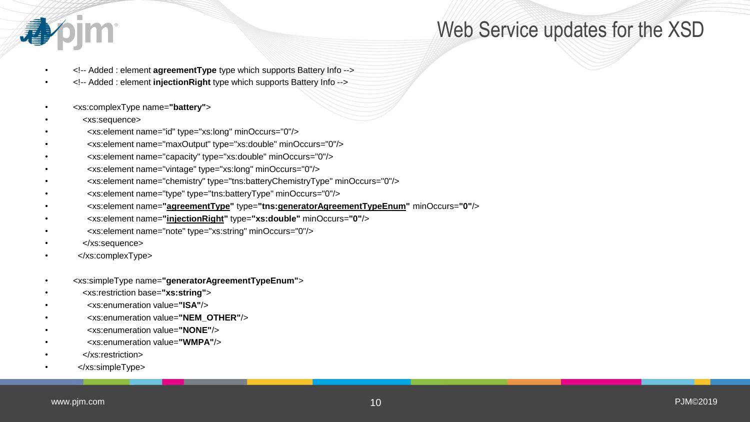# Web Service updates for the XSD

- <!-- Added : element **agreementType** type which supports Battery Info -->
- <!-- Added : element **injectionRight** type which supports Battery Info -->

```
<xs:complexType name="battery">
   <xs:sequence>
     <xs:element name="id" type="xs:long" minOccurs="0"/>
     <xs:element name="maxOutput" type="xs:double" minOccurs="0"/>
     <xs:element name="capacity" type="xs:double" minOccurs="0"/>
     <xs:element name="vintage" type="xs:long" minOccurs="0"/>
     <xs:element name="chemistry" type="tns:batteryChemistryType" minOccurs="0"/>
     <xs:element name="type" type="tns:batteryType" minOccurs="0"/>
     <xs:element name="agreementType" type="tns:generatorAgreementTypeEnum" minOccurs="0"/>
     <xs:element name="injectionRight" type="xs:double" minOccurs="0"/>
     <xs:element name="note" type="xs:string" minOccurs="0"/>
   </xs:sequence>
 </xs:complexType>

<xs:simpleType name="generatorAgreementTypeEnum">
   <xs:restriction base="xs:string">
     <xs:enumeration value="ISA"/>
     <xs:enumeration value="NEM_OTHER"/>
     <xs:enumeration value="NONE"/>
     <xs:enumeration value="WMPA"/>
   </xs:restriction>
 </xs:simpleType>
```